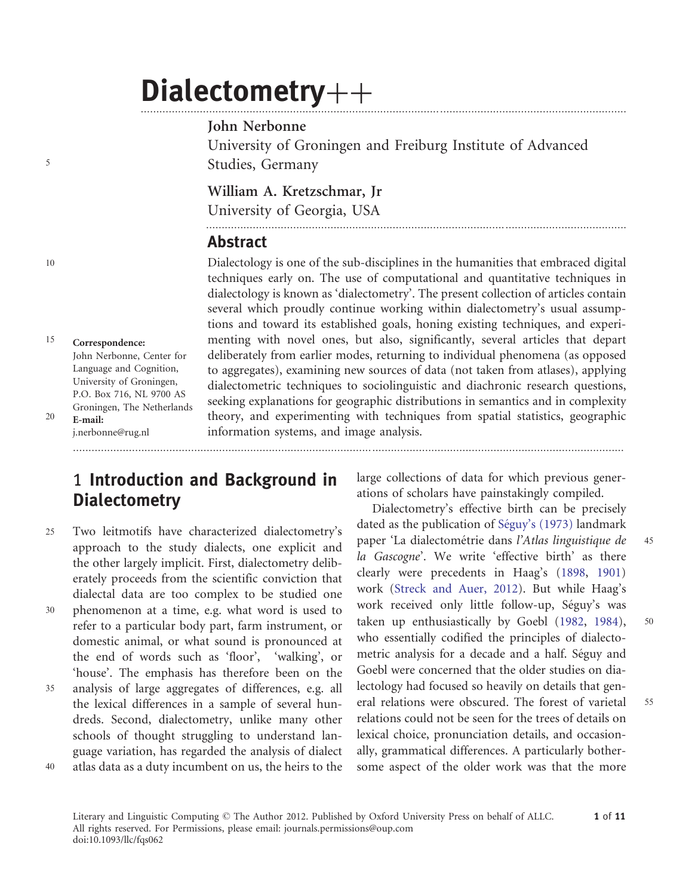# Dialectometry++

**John Nerbonne**
University of Groningen and Freiburg Institute of Advanced Studies, Germany

**William A. Kretzschmar, Jr**
University of Georgia, USA

## Abstract

Dialectology is one of the sub-disciplines in the humanities that embraced digital techniques early on. The use of computational and quantitative techniques in dialectology is known as 'dialectometry'. The present collection of articles contain several which proudly continue working within dialectometry's usual assumptions and toward its established goals, honing existing techniques, and experimenting with novel ones, but also, significantly, several articles that depart deliberately from earlier modes, returning to individual phenomena (as opposed to aggregates), examining new sources of data (not taken from atlases), applying dialectometric techniques to sociolinguistic and diachronic research questions, seeking explanations for geographic distributions in semantics and in complexity theory, and experimenting with techniques from spatial statistics, geographic information systems, and image analysis.

**Correspondence:**
John Nerbonne, Center for Language and Cognition, University of Groningen, P.O. Box 716, NL 9700 AS Groningen, The Netherlands
**E-mail:**
j.nerbonne@rug.nl

## 1 Introduction and Background in Dialectometry

Two leitmotifs have characterized dialectometry's approach to the study dialects, one explicit and the other largely implicit. First, dialectometry deliberately proceeds from the scientific conviction that dialectal data are too complex to be studied one phenomenon at a time, e.g. what word is used to refer to a particular body part, farm instrument, or domestic animal, or what sound is pronounced at the end of words such as 'floor', 'walking', or 'house'. The emphasis has therefore been on the analysis of large aggregates of differences, e.g. all the lexical differences in a sample of several hundreds. Second, dialectometry, unlike many other schools of thought struggling to understand language variation, has regarded the analysis of dialect atlas data as a duty incumbent on us, the heirs to the large collections of data for which previous generations of scholars have painstakingly compiled.

Dialectometry's effective birth can be precisely dated as the publication of Séguy's (1973) landmark paper 'La dialectométrie dans *l'Atlas linguistique de la Gascogne*'. We write 'effective birth' as there clearly were precedents in Haag's (1898, 1901) work (Streck and Auer, 2012). But while Haag's work received only little follow-up, Séguy's was taken up enthusiastically by Goebl (1982, 1984), who essentially codified the principles of dialectometric analysis for a decade and a half. Séguy and Goebl were concerned that the older studies on dialectology had focused so heavily on details that general relations were obscured. The forest of varietal relations could not be seen for the trees of details on lexical choice, pronunciation details, and occasionally, grammatical differences. A particularly bothersome aspect of the older work was that the more

Literary and Linguistic Computing © The Author 2012. Published by Oxford University Press on behalf of ALLC. All rights reserved. For Permissions, please email: journals.permissions@oup.com
doi:10.1093/llc/fqs062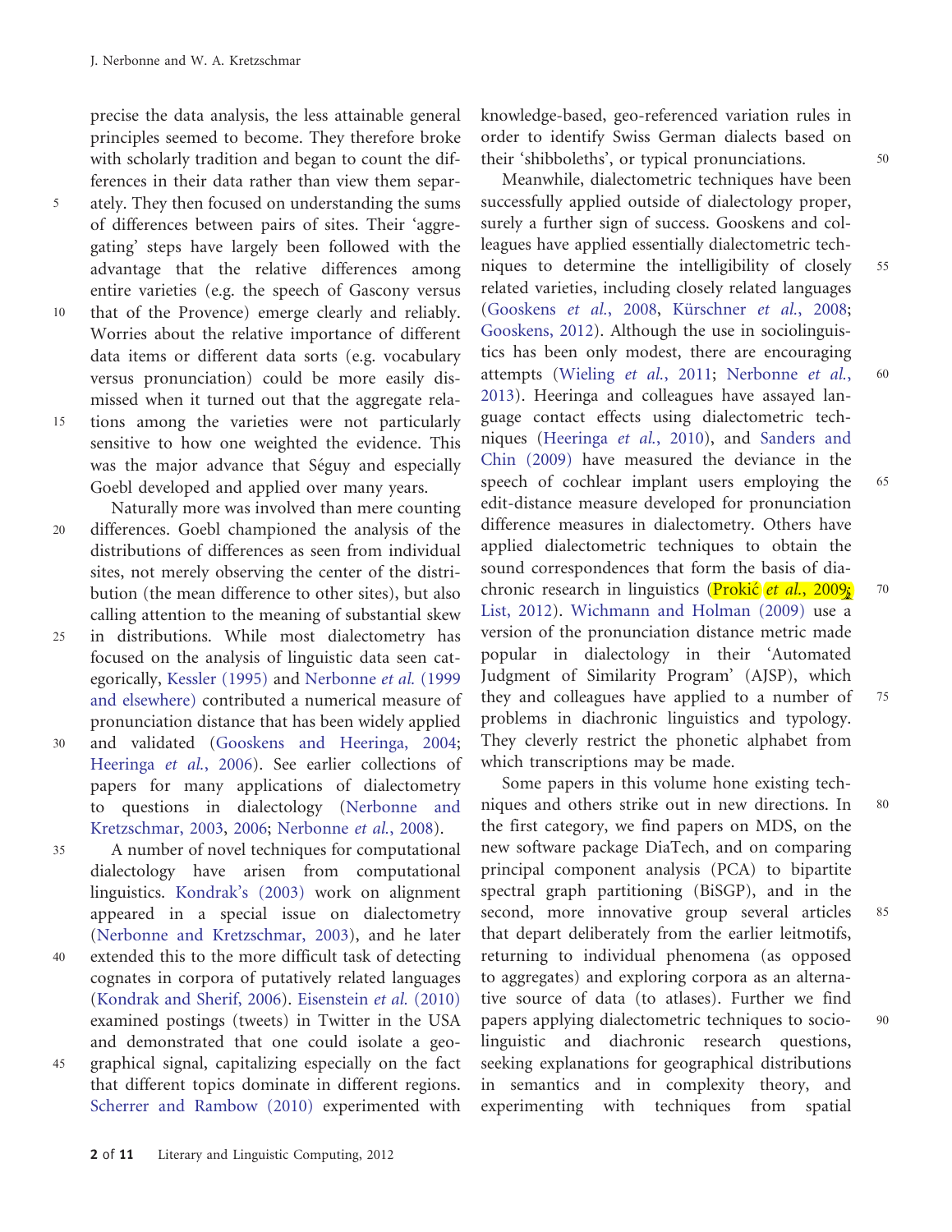precise the data analysis, the less attainable general principles seemed to become. They therefore broke with scholarly tradition and began to count the differences in their data rather than view them separately. They then focused on understanding the sums of differences between pairs of sites. Their 'aggregating' steps have largely been followed with the advantage that the relative differences among entire varieties (e.g. the speech of Gascony versus that of the Provence) emerge clearly and reliably. Worries about the relative importance of different data items or different data sorts (e.g. vocabulary versus pronunciation) could be more easily dismissed when it turned out that the aggregate relations among the varieties were not particularly sensitive to how one weighted the evidence. This was the major advance that Séguy and especially Goebl developed and applied over many years.

Naturally more was involved than mere counting differences. Goebl championed the analysis of the distributions of differences as seen from individual sites, not merely observing the center of the distribution (the mean difference to other sites), but also calling attention to the meaning of substantial skew in distributions. While most dialectometry has focused on the analysis of linguistic data seen categorically, Kessler (1995) and Nerbonne *et al.* (1999 and elsewhere) contributed a numerical measure of pronunciation distance that has been widely applied and validated (Gooskens and Heeringa, 2004; Heeringa *et al.*, 2006). See earlier collections of papers for many applications of dialectometry to questions in dialectology (Nerbonne and Kretzschmar, 2003, 2006; Nerbonne *et al.*, 2008).

A number of novel techniques for computational dialectology have arisen from computational linguistics. Kondrak's (2003) work on alignment appeared in a special issue on dialectometry (Nerbonne and Kretzschmar, 2003), and he later extended this to the more difficult task of detecting cognates in corpora of putatively related languages (Kondrak and Sherif, 2006). Eisenstein *et al.* (2010) examined postings (tweets) in Twitter in the USA and demonstrated that one could isolate a geographical signal, capitalizing especially on the fact that different topics dominate in different regions. Scherrer and Rambow (2010) experimented with knowledge-based, geo-referenced variation rules in order to identify Swiss German dialects based on their 'shibboleths', or typical pronunciations.

Meanwhile, dialectometric techniques have been successfully applied outside of dialectology proper, surely a further sign of success. Gooskens and colleagues have applied essentially dialectometric techniques to determine the intelligibility of closely related varieties, including closely related languages (Gooskens *et al.*, 2008, Kürschner *et al.*, 2008; Gooskens, 2012). Although the use in sociolinguistics has been only modest, there are encouraging attempts (Wieling *et al.*, 2011; Nerbonne *et al.*, 2013). Heeringa and colleagues have assayed language contact effects using dialectometric techniques (Heeringa *et al.*, 2010), and Sanders and Chin (2009) have measured the deviance in the speech of cochlear implant users employing the edit-distance measure developed for pronunciation difference measures in dialectometry. Others have applied dialectometric techniques to obtain the sound correspondences that form the basis of diachronic research in linguistics (Prokić *et al.*, 2009; List, 2012). Wichmann and Holman (2009) use a version of the pronunciation distance metric made popular in dialectology in their 'Automated Judgment of Similarity Program' (AJSP), which they and colleagues have applied to a number of problems in diachronic linguistics and typology. They cleverly restrict the phonetic alphabet from which transcriptions may be made.

Some papers in this volume hone existing techniques and others strike out in new directions. In the first category, we find papers on MDS, on the new software package DiaTech, and on comparing principal component analysis (PCA) to bipartite spectral graph partitioning (BiSGP), and in the second, more innovative group several articles that depart deliberately from the earlier leitmotifs, returning to individual phenomena (as opposed to aggregates) and exploring corpora as an alternative source of data (to atlases). Further we find papers applying dialectometric techniques to sociolinguistic and diachronic research questions, seeking explanations for geographical distributions in semantics and in complexity theory, and experimenting with techniques from spatial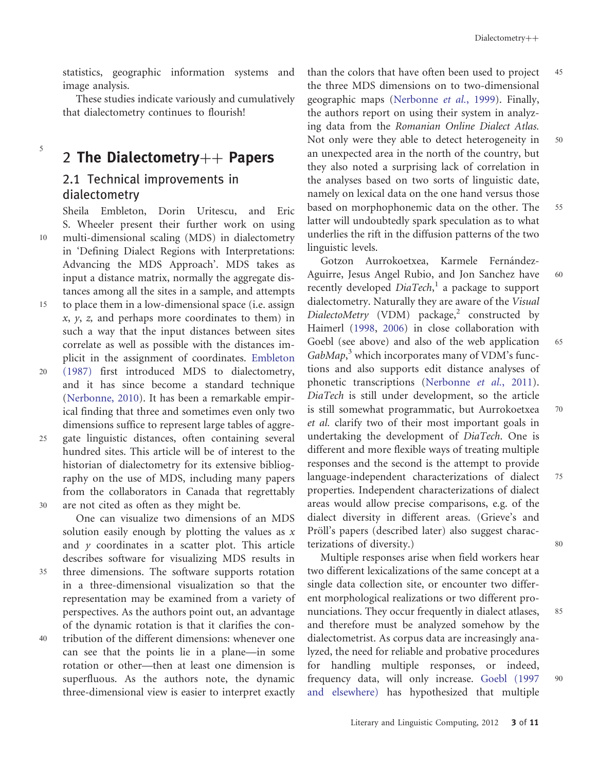statistics, geographic information systems and image analysis.

These studies indicate variously and cumulatively that dialectometry continues to flourish!

## 2 The Dialectometry++ Papers

### 2.1 Technical improvements in dialectometry

Sheila Embleton, Dorin Uritescu, and Eric S. Wheeler present their further work on using multi-dimensional scaling (MDS) in dialectometry in 'Defining Dialect Regions with Interpretations: Advancing the MDS Approach'. MDS takes as input a distance matrix, normally the aggregate distances among all the sites in a sample, and attempts to place them in a low-dimensional space (i.e. assign *x*, *y*, *z*, and perhaps more coordinates to them) in such a way that the input distances between sites correlate as well as possible with the distances implicit in the assignment of coordinates. Embleton (1987) first introduced MDS to dialectometry, and it has since become a standard technique (Nerbonne, 2010). It has been a remarkable empirical finding that three and sometimes even only two dimensions suffice to represent large tables of aggregate linguistic distances, often containing several hundred sites. This article will be of interest to the historian of dialectometry for its extensive bibliography on the use of MDS, including many papers from the collaborators in Canada that regrettably are not cited as often as they might be.

One can visualize two dimensions of an MDS solution easily enough by plotting the values as *x* and *y* coordinates in a scatter plot. This article describes software for visualizing MDS results in three dimensions. The software supports rotation in a three-dimensional visualization so that the representation may be examined from a variety of perspectives. As the authors point out, an advantage of the dynamic rotation is that it clarifies the contribution of the different dimensions: whenever one can see that the points lie in a plane—in some rotation or other—then at least one dimension is superfluous. As the authors note, the dynamic three-dimensional view is easier to interpret exactly than the colors that have often been used to project the three MDS dimensions on to two-dimensional geographic maps (Nerbonne *et al.*, 1999). Finally, the authors report on using their system in analyzing data from the *Romanian Online Dialect Atlas.* Not only were they able to detect heterogeneity in an unexpected area in the north of the country, but they also noted a surprising lack of correlation in the analyses based on two sorts of linguistic date, namely on lexical data on the one hand versus those based on morphophonemic data on the other. The latter will undoubtedly spark speculation as to what underlies the rift in the diffusion patterns of the two linguistic levels.

Gotzon Aurrokoetxea, Karmele Fernández-Aguirre, Jesus Angel Rubio, and Jon Sanchez have recently developed *DiaTech*,[1] a package to support dialectometry. Naturally they are aware of the *Visual DialectoMetry* (VDM) package,[2] constructed by Haimerl (1998, 2006) in close collaboration with Goebl (see above) and also of the web application *GabMap*,[3] which incorporates many of VDM's functions and also supports edit distance analyses of phonetic transcriptions (Nerbonne *et al.*, 2011). *DiaTech* is still under development, so the article is still somewhat programmatic, but Aurrokoetxea *et al.* clarify two of their most important goals in undertaking the development of *DiaTech*. One is different and more flexible ways of treating multiple responses and the second is the attempt to provide language-independent characterizations of dialect properties. Independent characterizations of dialect areas would allow precise comparisons, e.g. of the dialect diversity in different areas. (Grieve's and Pröll's papers (described later) also suggest characterizations of diversity.)

Multiple responses arise when field workers hear two different lexicalizations of the same concept at a single data collection site, or encounter two different morphological realizations or two different pronunciations. They occur frequently in dialect atlases, and therefore must be analyzed somehow by the dialectometrist. As corpus data are increasingly analyzed, the need for reliable and probative procedures for handling multiple responses, or indeed, frequency data, will only increase. Goebl (1997 and elsewhere) has hypothesized that multiple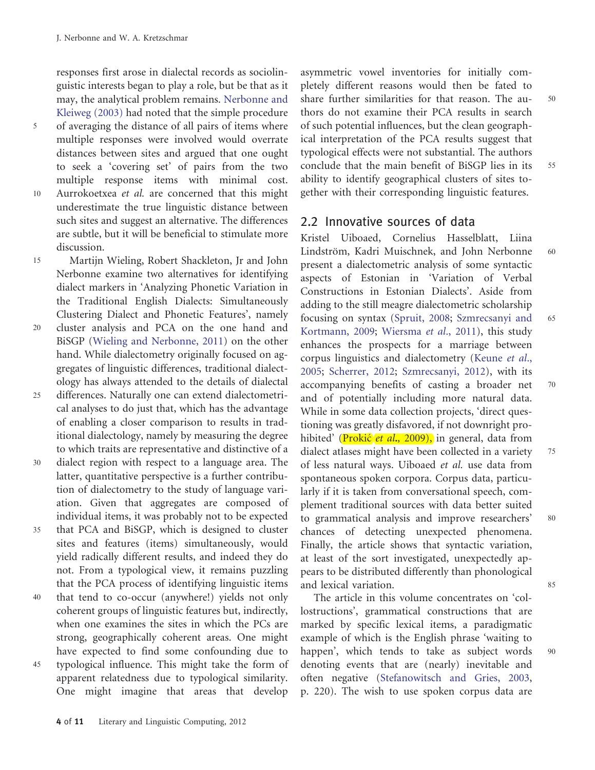responses first arose in dialectal records as sociolinguistic interests began to play a role, but be that as it may, the analytical problem remains. Nerbonne and Kleiweg (2003) had noted that the simple procedure of averaging the distance of all pairs of items where multiple responses were involved would overrate distances between sites and argued that one ought to seek a 'covering set' of pairs from the two multiple response items with minimal cost. Aurrokoetxea *et al.* are concerned that this might underestimate the true linguistic distance between such sites and suggest an alternative. The differences are subtle, but it will be beneficial to stimulate more discussion.

Martijn Wieling, Robert Shackleton, Jr and John Nerbonne examine two alternatives for identifying dialect markers in 'Analyzing Phonetic Variation in the Traditional English Dialects: Simultaneously Clustering Dialect and Phonetic Features', namely cluster analysis and PCA on the one hand and BiSGP (Wieling and Nerbonne, 2011) on the other hand. While dialectometry originally focused on aggregates of linguistic differences, traditional dialectology has always attended to the details of dialectal differences. Naturally one can extend dialectometrical analyses to do just that, which has the advantage of enabling a closer comparison to results in traditional dialectology, namely by measuring the degree to which traits are representative and distinctive of a dialect region with respect to a language area. The latter, quantitative perspective is a further contribution of dialectometry to the study of language variation. Given that aggregates are composed of individual items, it was probably not to be expected that PCA and BiSGP, which is designed to cluster sites and features (items) simultaneously, would yield radically different results, and indeed they do not. From a typological view, it remains puzzling that the PCA process of identifying linguistic items that tend to co-occur (anywhere!) yields not only coherent groups of linguistic features but, indirectly, when one examines the sites in which the PCs are strong, geographically coherent areas. One might have expected to find some confounding due to typological influence. This might take the form of apparent relatedness due to typological similarity. One might imagine that areas that develop asymmetric vowel inventories for initially completely different reasons would then be fated to share further similarities for that reason. The authors do not examine their PCA results in search of such potential influences, but the clean geographical interpretation of the PCA results suggest that typological effects were not substantial. The authors conclude that the main benefit of BiSGP lies in its ability to identify geographical clusters of sites together with their corresponding linguistic features.

## 2.2 Innovative sources of data

Kristel Uiboaed, Cornelius Hasselblatt, Liina Lindström, Kadri Muischnek, and John Nerbonne present a dialectometric analysis of some syntactic aspects of Estonian in 'Variation of Verbal Constructions in Estonian Dialects'. Aside from adding to the still meagre dialectometric scholarship focusing on syntax (Spruit, 2008; Szmrecsanyi and Kortmann, 2009; Wiersma *et al.*, 2011), this study enhances the prospects for a marriage between corpus linguistics and dialectometry (Keune *et al.*, 2005; Scherrer, 2012; Szmrecsanyi, 2012), with its accompanying benefits of casting a broader net and of potentially including more natural data. While in some data collection projects, 'direct questioning was greatly disfavored, if not downright prohibited' (Prokić *et al.*, 2009), in general, data from dialect atlases might have been collected in a variety of less natural ways. Uiboaed *et al.* use data from spontaneous spoken corpora. Corpus data, particularly if it is taken from conversational speech, complement traditional sources with data better suited to grammatical analysis and improve researchers' chances of detecting unexpected phenomena. Finally, the article shows that syntactic variation, at least of the sort investigated, unexpectedly appears to be distributed differently than phonological and lexical variation.

The article in this volume concentrates on 'collostructions', grammatical constructions that are marked by specific lexical items, a paradigmatic example of which is the English phrase 'waiting to happen', which tends to take as subject words denoting events that are (nearly) inevitable and often negative (Stefanowitsch and Gries, 2003, p. 220). The wish to use spoken corpus data are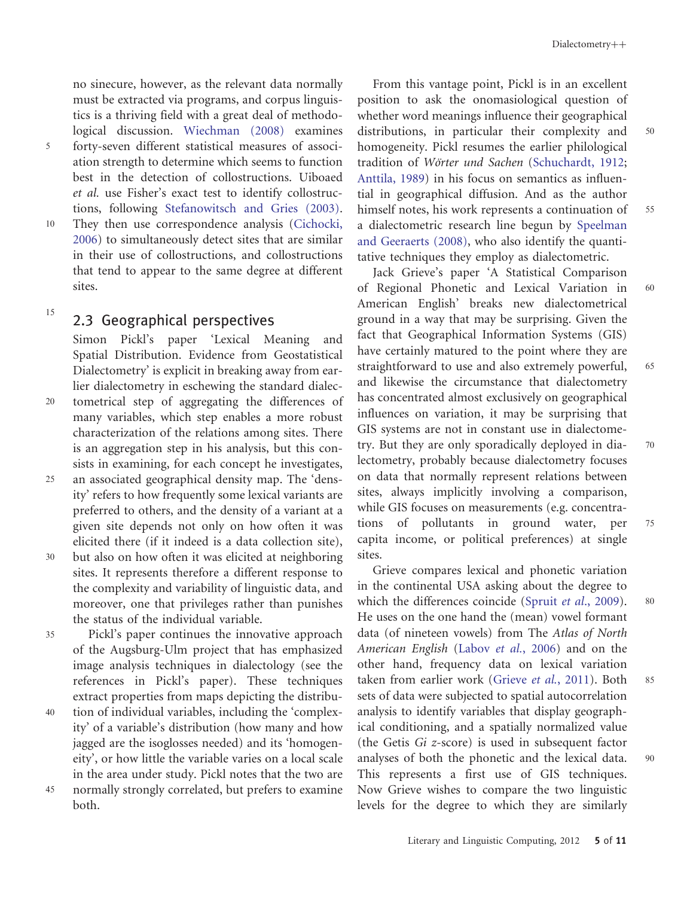no sinecure, however, as the relevant data normally must be extracted via programs, and corpus linguistics is a thriving field with a great deal of methodological discussion. Wiechman (2008) examines forty-seven different statistical measures of association strength to determine which seems to function best in the detection of collostructions. Uiboaed *et al.* use Fisher's exact test to identify collostructions, following Stefanowitsch and Gries (2003). They then use correspondence analysis (Cichocki, 2006) to simultaneously detect sites that are similar in their use of collostructions, and collostructions that tend to appear to the same degree at different sites.

## 2.3 Geographical perspectives

Simon Pickl's paper 'Lexical Meaning and Spatial Distribution. Evidence from Geostatistical Dialectometry' is explicit in breaking away from earlier dialectometry in eschewing the standard dialectometrical step of aggregating the differences of many variables, which step enables a more robust characterization of the relations among sites. There is an aggregation step in his analysis, but this consists in examining, for each concept he investigates, an associated geographical density map. The 'density' refers to how frequently some lexical variants are preferred to others, and the density of a variant at a given site depends not only on how often it was elicited there (if it indeed is a data collection site), but also on how often it was elicited at neighboring sites. It represents therefore a different response to the complexity and variability of linguistic data, and moreover, one that privileges rather than punishes the status of the individual variable.

Pickl's paper continues the innovative approach of the Augsburg-Ulm project that has emphasized image analysis techniques in dialectology (see the references in Pickl's paper). These techniques extract properties from maps depicting the distribution of individual variables, including the 'complexity' of a variable's distribution (how many and how jagged are the isoglosses needed) and its 'homogeneity', or how little the variable varies on a local scale in the area under study. Pickl notes that the two are normally strongly correlated, but prefers to examine both.

From this vantage point, Pickl is in an excellent position to ask the onomasiological question of whether word meanings influence their geographical distributions, in particular their complexity and homogeneity. Pickl resumes the earlier philological tradition of *Wörter und Sachen* (Schuchardt, 1912; Anttila, 1989) in his focus on semantics as influential in geographical diffusion. And as the author himself notes, his work represents a continuation of a dialectometric research line begun by Speelman and Geeraerts (2008), who also identify the quantitative techniques they employ as dialectometric.

Jack Grieve's paper 'A Statistical Comparison of Regional Phonetic and Lexical Variation in American English' breaks new dialectometrical ground in a way that may be surprising. Given the fact that Geographical Information Systems (GIS) have certainly matured to the point where they are straightforward to use and also extremely powerful, and likewise the circumstance that dialectometry has concentrated almost exclusively on geographical influences on variation, it may be surprising that GIS systems are not in constant use in dialectometry. But they are only sporadically deployed in dialectometry, probably because dialectometry focuses on data that normally represent relations between sites, always implicitly involving a comparison, while GIS focuses on measurements (e.g. concentrations of pollutants in ground water, per capita income, or political preferences) at single sites.

Grieve compares lexical and phonetic variation in the continental USA asking about the degree to which the differences coincide (Spruit *et al.*, 2009). He uses on the one hand the (mean) vowel formant data (of nineteen vowels) from The *Atlas of North American English* (Labov *et al.*, 2006) and on the other hand, frequency data on lexical variation taken from earlier work (Grieve *et al.*, 2011). Both sets of data were subjected to spatial autocorrelation analysis to identify variables that display geographical conditioning, and a spatially normalized value (the Getis *Gi* *z*-score) is used in subsequent factor analyses of both the phonetic and the lexical data. This represents a first use of GIS techniques. Now Grieve wishes to compare the two linguistic levels for the degree to which they are similarly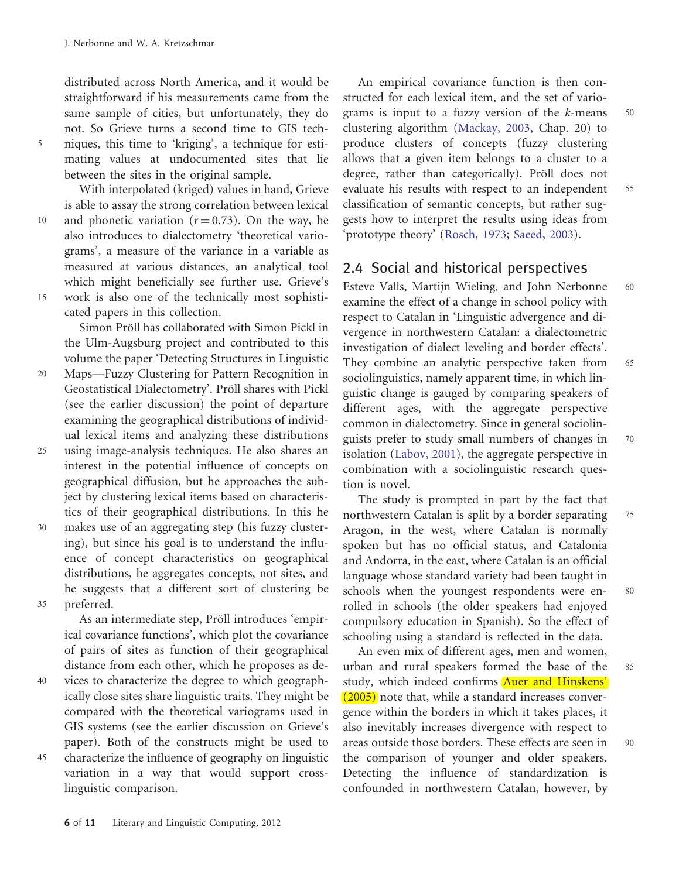distributed across North America, and it would be straightforward if his measurements came from the same sample of cities, but unfortunately, they do not. So Grieve turns a second time to GIS techniques, this time to 'kriging', a technique for estimating values at undocumented sites that lie between the sites in the original sample.

With interpolated (kriged) values in hand, Grieve is able to assay the strong correlation between lexical and phonetic variation ($r = 0.73$). On the way, he also introduces to dialectometry 'theoretical variograms', a measure of the variance in a variable as measured at various distances, an analytical tool which might beneficially see further use. Grieve's work is also one of the technically most sophisticated papers in this collection.

Simon Pröll has collaborated with Simon Pickl in the Ulm-Augsburg project and contributed to this volume the paper 'Detecting Structures in Linguistic Maps—Fuzzy Clustering for Pattern Recognition in Geostatistical Dialectometry'. Pröll shares with Pickl (see the earlier discussion) the point of departure examining the geographical distributions of individual lexical items and analyzing these distributions using image-analysis techniques. He also shares an interest in the potential influence of concepts on geographical diffusion, but he approaches the subject by clustering lexical items based on characteristics of their geographical distributions. In this he makes use of an aggregating step (his fuzzy clustering), but since his goal is to understand the influence of concept characteristics on geographical distributions, he aggregates concepts, not sites, and he suggests that a different sort of clustering be preferred.

As an intermediate step, Pröll introduces 'empirical covariance functions', which plot the covariance of pairs of sites as function of their geographical distance from each other, which he proposes as devices to characterize the degree to which geographically close sites share linguistic traits. They might be compared with the theoretical variograms used in GIS systems (see the earlier discussion on Grieve's paper). Both of the constructs might be used to characterize the influence of geography on linguistic variation in a way that would support cross-linguistic comparison.

An empirical covariance function is then constructed for each lexical item, and the set of variograms is input to a fuzzy version of the $k$-means clustering algorithm (Mackay, 2003, Chap. 20) to produce clusters of concepts (fuzzy clustering allows that a given item belongs to a cluster to a degree, rather than categorically). Pröll does not evaluate his results with respect to an independent classification of semantic concepts, but rather suggests how to interpret the results using ideas from 'prototype theory' (Rosch, 1973; Saeed, 2003).

## 2.4 Social and historical perspectives

Esteve Valls, Martijn Wieling, and John Nerbonne examine the effect of a change in school policy with respect to Catalan in 'Linguistic advergence and divergence in northwestern Catalan: a dialectometric investigation of dialect leveling and border effects'. They combine an analytic perspective taken from sociolinguistics, namely apparent time, in which linguistic change is gauged by comparing speakers of different ages, with the aggregate perspective common in dialectometry. Since in general sociolinguists prefer to study small numbers of changes in isolation (Labov, 2001), the aggregate perspective in combination with a sociolinguistic research question is novel.

The study is prompted in part by the fact that northwestern Catalan is split by a border separating Aragon, in the west, where Catalan is normally spoken but has no official status, and Catalonia and Andorra, in the east, where Catalan is an official language whose standard variety had been taught in schools when the youngest respondents were enrolled in schools (the older speakers had enjoyed compulsory education in Spanish). So the effect of schooling using a standard is reflected in the data.

An even mix of different ages, men and women, urban and rural speakers formed the base of the study, which indeed confirms Auer and Hinskens' (2005) note that, while a standard increases convergence within the borders in which it takes places, it also inevitably increases divergence with respect to areas outside those borders. These effects are seen in the comparison of younger and older speakers. Detecting the influence of standardization is confounded in northwestern Catalan, however, by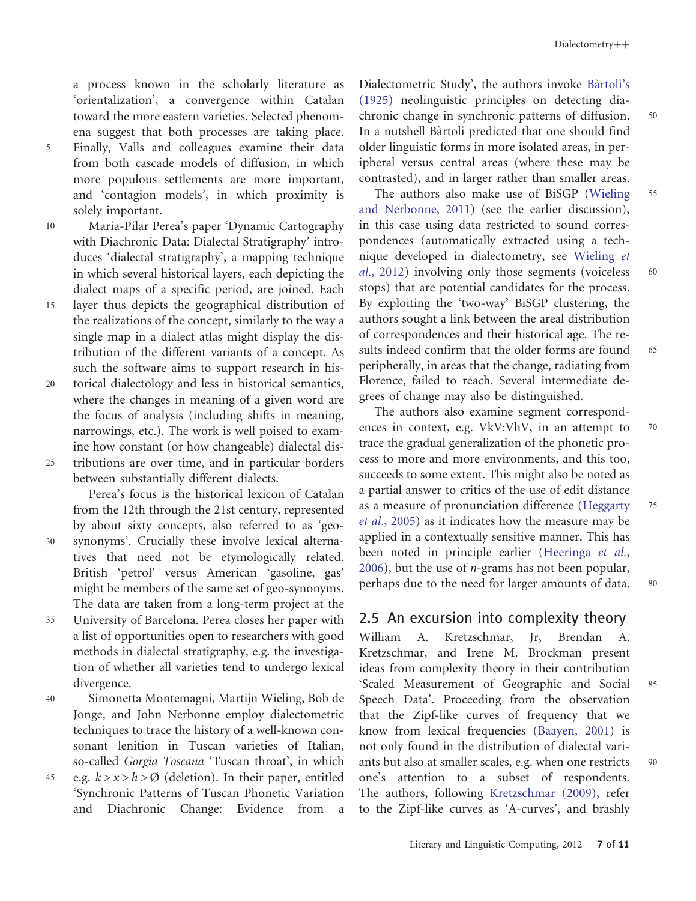a process known in the scholarly literature as 'orientalization', a convergence within Catalan toward the more eastern varieties. Selected phenomena suggest that both processes are taking place. Finally, Valls and colleagues examine their data from both cascade models of diffusion, in which more populous settlements are more important, and 'contagion models', in which proximity is solely important.

Maria-Pilar Perea's paper 'Dynamic Cartography with Diachronic Data: Dialectal Stratigraphy' introduces 'dialectal stratigraphy', a mapping technique in which several historical layers, each depicting the dialect maps of a specific period, are joined. Each layer thus depicts the geographical distribution of the realizations of the concept, similarly to the way a single map in a dialect atlas might display the distribution of the different variants of a concept. As such the software aims to support research in historical dialectology and less in historical semantics, where the changes in meaning of a given word are the focus of analysis (including shifts in meaning, narrowings, etc.). The work is well poised to examine how constant (or how changeable) dialectal distributions are over time, and in particular borders between substantially different dialects.

Perea's focus is the historical lexicon of Catalan from the 12th through the 21st century, represented by about sixty concepts, also referred to as 'geo-synonyms'. Crucially these involve lexical alternatives that need not be etymologically related. British 'petrol' versus American 'gasoline, gas' might be members of the same set of geo-synonyms. The data are taken from a long-term project at the University of Barcelona. Perea closes her paper with a list of opportunities open to researchers with good methods in dialectal stratigraphy, e.g. the investigation of whether all varieties tend to undergo lexical divergence.

Simonetta Montemagni, Martijn Wieling, Bob de Jonge, and John Nerbonne employ dialectometric techniques to trace the history of a well-known consonant lenition in Tuscan varieties of Italian, so-called *Gorgia Toscana* 'Tuscan throat', in which e.g. $k > x > h > \emptyset$ (deletion). In their paper, entitled 'Synchronic Patterns of Tuscan Phonetic Variation and Diachronic Change: Evidence from a Dialectometric Study', the authors invoke Bàrtoli's (1925) neolinguistic principles on detecting diachronic change in synchronic patterns of diffusion. In a nutshell Bàrtoli predicted that one should find older linguistic forms in more isolated areas, in peripheral versus central areas (where these may be contrasted), and in larger rather than smaller areas.

The authors also make use of BiSGP (Wieling and Nerbonne, 2011) (see the earlier discussion), in this case using data restricted to sound correspondences (automatically extracted using a technique developed in dialectometry, see Wieling *et al.*, 2012) involving only those segments (voiceless stops) that are potential candidates for the process. By exploiting the 'two-way' BiSGP clustering, the authors sought a link between the areal distribution of correspondences and their historical age. The results indeed confirm that the older forms are found peripherally, in areas that the change, radiating from Florence, failed to reach. Several intermediate degrees of change may also be distinguished.

The authors also examine segment correspondences in context, e.g. VkV:VhV, in an attempt to trace the gradual generalization of the phonetic process to more and more environments, and this too, succeeds to some extent. This might also be noted as a partial answer to critics of the use of edit distance as a measure of pronunciation difference (Heggarty *et al.*, 2005) as it indicates how the measure may be applied in a contextually sensitive manner. This has been noted in principle earlier (Heeringa *et al.*, 2006), but the use of *n*-grams has not been popular, perhaps due to the need for larger amounts of data.

## 2.5 An excursion into complexity theory

William A. Kretzschmar, Jr, Brendan A. Kretzschmar, and Irene M. Brockman present ideas from complexity theory in their contribution 'Scaled Measurement of Geographic and Social Speech Data'. Proceeding from the observation that the Zipf-like curves of frequency that we know from lexical frequencies (Baayen, 2001) is not only found in the distribution of dialectal variants but also at smaller scales, e.g. when one restricts one's attention to a subset of respondents. The authors, following Kretzschmar (2009), refer to the Zipf-like curves as 'A-curves', and brashly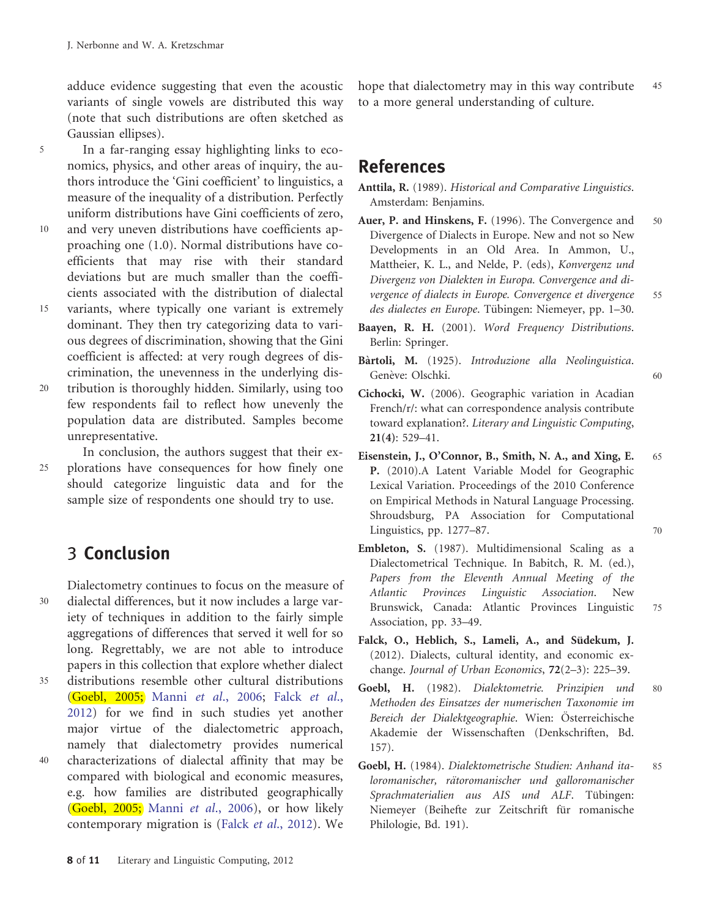adduce evidence suggesting that even the acoustic variants of single vowels are distributed this way (note that such distributions are often sketched as Gaussian ellipses).

In a far-ranging essay highlighting links to economics, physics, and other areas of inquiry, the authors introduce the 'Gini coefficient' to linguistics, a measure of the inequality of a distribution. Perfectly uniform distributions have Gini coefficients of zero, and very uneven distributions have coefficients approaching one (1.0). Normal distributions have coefficients that may rise with their standard deviations but are much smaller than the coefficients associated with the distribution of dialectal variants, where typically one variant is extremely dominant. They then try categorizing data to various degrees of discrimination, showing that the Gini coefficient is affected: at very rough degrees of discrimination, the unevenness in the underlying distribution is thoroughly hidden. Similarly, using too few respondents fail to reflect how unevenly the population data are distributed. Samples become unrepresentative.

In conclusion, the authors suggest that their explorations have consequences for how finely one should categorize linguistic data and for the sample size of respondents one should try to use.

## 3 Conclusion

Dialectometry continues to focus on the measure of dialectal differences, but it now includes a large variety of techniques in addition to the fairly simple aggregations of differences that served it well for so long. Regrettably, we are not able to introduce papers in this collection that explore whether dialect distributions resemble other cultural distributions (Goebl, 2005; Manni *et al.*, 2006; Falck *et al.*, 2012) for we find in such studies yet another major virtue of the dialectometric approach, namely that dialectometry provides numerical characterizations of dialectal affinity that may be compared with biological and economic measures, e.g. how families are distributed geographically (Goebl, 2005; Manni *et al.*, 2006), or how likely contemporary migration is (Falck *et al.*, 2012). We hope that dialectometry may in this way contribute to a more general understanding of culture.

## References

**Anttila, R.** (1989). *Historical and Comparative Linguistics*. Amsterdam: Benjamins.

**Auer, P. and Hinskens, F.** (1996). The Convergence and Divergence of Dialects in Europe. New and not so New Developments in an Old Area. In Ammon, U., Mattheier, K. L., and Nelde, P. (eds), *Konvergenz und Divergenz von Dialekten in Europa. Convergence and divergence of dialects in Europe. Convergence et divergence des dialectes en Europe*. Tübingen: Niemeyer, pp. 1–30.

**Baayen, R. H.** (2001). *Word Frequency Distributions*. Berlin: Springer.

**Bàrtoli, M.** (1925). *Introduzione alla Neolinguistica*. Genève: Olschki.

**Cichocki, W.** (2006). Geographic variation in Acadian French/r/: what can correspondence analysis contribute toward explanation?. *Literary and Linguistic Computing*, **21(4)**: 529–41.

**Eisenstein, J., O'Connor, B., Smith, N. A., and Xing, E. P.** (2010).A Latent Variable Model for Geographic Lexical Variation. Proceedings of the 2010 Conference on Empirical Methods in Natural Language Processing. Shroudsburg, PA Association for Computational Linguistics, pp. 1277–87.

**Embleton, S.** (1987). Multidimensional Scaling as a Dialectometrical Technique. In Babitch, R. M. (ed.), *Papers from the Eleventh Annual Meeting of the Atlantic Provinces Linguistic Association*. New Brunswick, Canada: Atlantic Provinces Linguistic Association, pp. 33–49.

**Falck, O., Heblich, S., Lameli, A., and Südekum, J.** (2012). Dialects, cultural identity, and economic exchange. *Journal of Urban Economics*, **72**(2–3): 225–39.

**Goebl, H.** (1982). *Dialektometrie. Prinzipien und Methoden des Einsatzes der numerischen Taxonomie im Bereich der Dialektgeographie*. Wien: Österreichische Akademie der Wissenschaften (Denkschriften, Bd. 157).

**Goebl, H.** (1984). *Dialektometrische Studien: Anhand italoromanischer, rätoromanischer und galloromanischer Sprachmaterialien aus AIS und ALF*. Tübingen: Niemeyer (Beihefte zur Zeitschrift für romanische Philologie, Bd. 191).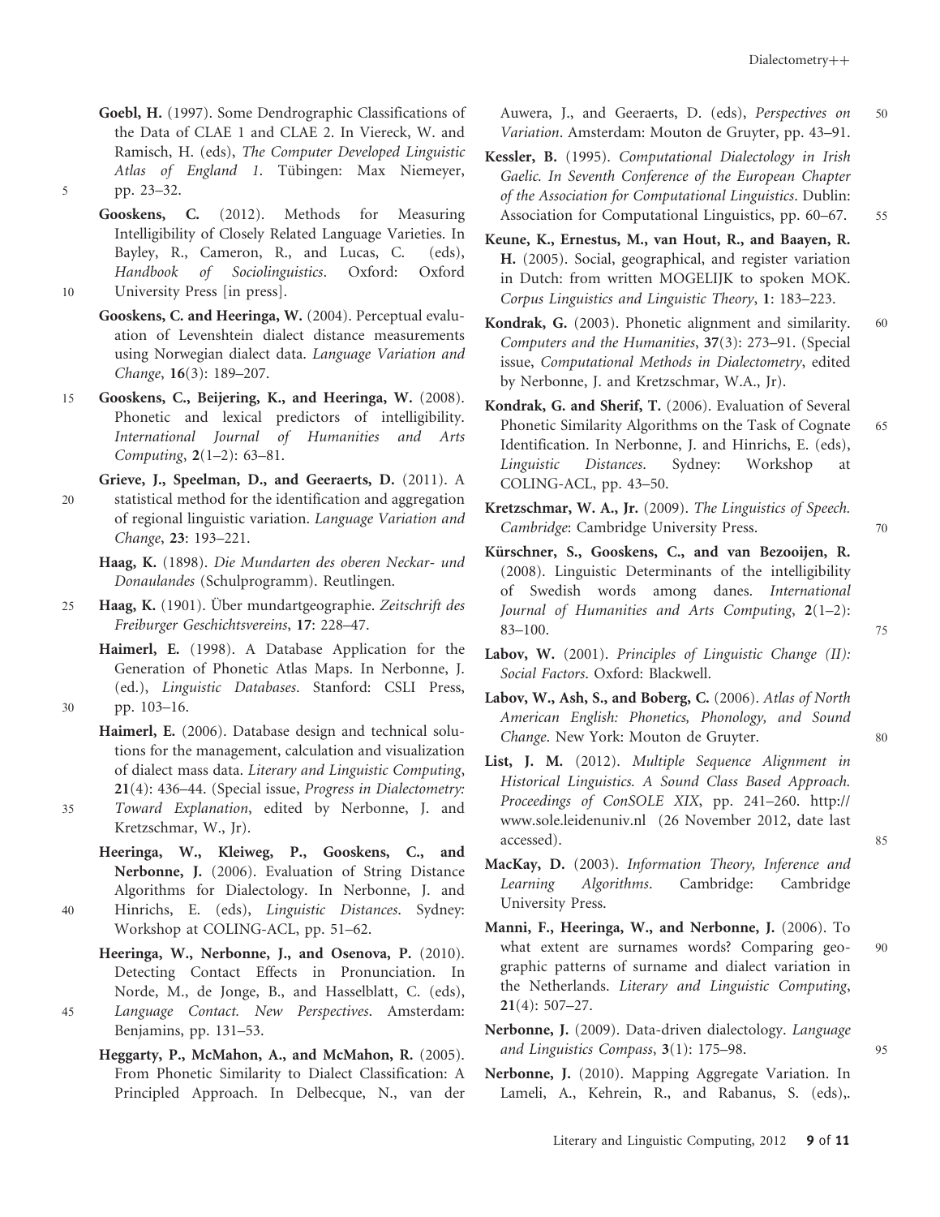**Goebl, H.** (1997). Some Dendrographic Classifications of the Data of CLAE 1 and CLAE 2. In Viereck, W. and Ramisch, H. (eds), *The Computer Developed Linguistic Atlas of England 1*. Tübingen: Max Niemeyer, pp. 23–32.

**Gooskens, C.** (2012). Methods for Measuring Intelligibility of Closely Related Language Varieties. In Bayley, R., Cameron, R., and Lucas, C. (eds), *Handbook of Sociolinguistics*. Oxford: Oxford University Press [in press].

**Gooskens, C. and Heeringa, W.** (2004). Perceptual evaluation of Levenshtein dialect distance measurements using Norwegian dialect data. *Language Variation and Change*, **16**(3): 189–207.

**Gooskens, C., Beijering, K., and Heeringa, W.** (2008). Phonetic and lexical predictors of intelligibility. *International Journal of Humanities and Arts Computing*, **2**(1–2): 63–81.

**Grieve, J., Speelman, D., and Geeraerts, D.** (2011). A statistical method for the identification and aggregation of regional linguistic variation. *Language Variation and Change*, **23**: 193–221.

**Haag, K.** (1898). *Die Mundarten des oberen Neckar- und Donaulandes* (Schulprogramm). Reutlingen.

**Haag, K.** (1901). Über mundartgeographie. *Zeitschrift des Freiburger Geschichtsvereins*, **17**: 228–47.

**Haimerl, E.** (1998). A Database Application for the Generation of Phonetic Atlas Maps. In Nerbonne, J. (ed.), *Linguistic Databases*. Stanford: CSLI Press, pp. 103–16.

**Haimerl, E.** (2006). Database design and technical solutions for the management, calculation and visualization of dialect mass data. *Literary and Linguistic Computing*, **21**(4): 436–44. (Special issue, *Progress in Dialectometry: Toward Explanation*, edited by Nerbonne, J. and Kretzschmar, W., Jr).

**Heeringa, W., Kleiweg, P., Gooskens, C., and Nerbonne, J.** (2006). Evaluation of String Distance Algorithms for Dialectology. In Nerbonne, J. and Hinrichs, E. (eds), *Linguistic Distances*. Sydney: Workshop at COLING-ACL, pp. 51–62.

**Heeringa, W., Nerbonne, J., and Osenova, P.** (2010). Detecting Contact Effects in Pronunciation. In Norde, M., de Jonge, B., and Hasselblatt, C. (eds), *Language Contact. New Perspectives*. Amsterdam: Benjamins, pp. 131–53.

**Heggarty, P., McMahon, A., and McMahon, R.** (2005). From Phonetic Similarity to Dialect Classification: A Principled Approach. In Delbecque, N., van der Auwera, J., and Geeraerts, D. (eds), *Perspectives on Variation*. Amsterdam: Mouton de Gruyter, pp. 43–91.

**Kessler, B.** (1995). *Computational Dialectology in Irish Gaelic. In Seventh Conference of the European Chapter of the Association for Computational Linguistics*. Dublin: Association for Computational Linguistics, pp. 60–67.

**Keune, K., Ernestus, M., van Hout, R., and Baayen, R. H.** (2005). Social, geographical, and register variation in Dutch: from written MOGELIJK to spoken MOK. *Corpus Linguistics and Linguistic Theory*, **1**: 183–223.

**Kondrak, G.** (2003). Phonetic alignment and similarity. *Computers and the Humanities*, **37**(3): 273–91. (Special issue, *Computational Methods in Dialectometry*, edited by Nerbonne, J. and Kretzschmar, W.A., Jr).

**Kondrak, G. and Sherif, T.** (2006). Evaluation of Several Phonetic Similarity Algorithms on the Task of Cognate Identification. In Nerbonne, J. and Hinrichs, E. (eds), *Linguistic Distances*. Sydney: Workshop at COLING-ACL, pp. 43–50.

**Kretzschmar, W. A., Jr.** (2009). *The Linguistics of Speech. Cambridge*: Cambridge University Press.

**Kürschner, S., Gooskens, C., and van Bezooijen, R.** (2008). Linguistic Determinants of the intelligibility of Swedish words among danes. *International Journal of Humanities and Arts Computing*, **2**(1–2): 83–100.

**Labov, W.** (2001). *Principles of Linguistic Change (II): Social Factors*. Oxford: Blackwell.

**Labov, W., Ash, S., and Boberg, C.** (2006). *Atlas of North American English: Phonetics, Phonology, and Sound Change*. New York: Mouton de Gruyter.

**List, J. M.** (2012). *Multiple Sequence Alignment in Historical Linguistics. A Sound Class Based Approach. Proceedings of ConSOLE XIX*, pp. 241–260. http://www.sole.leidenuniv.nl (26 November 2012, date last accessed).

**MacKay, D.** (2003). *Information Theory, Inference and Learning Algorithms*. Cambridge: Cambridge University Press.

**Manni, F., Heeringa, W., and Nerbonne, J.** (2006). To what extent are surnames words? Comparing geographic patterns of surname and dialect variation in the Netherlands. *Literary and Linguistic Computing*, **21**(4): 507–27.

**Nerbonne, J.** (2009). Data-driven dialectology. *Language and Linguistics Compass*, **3**(1): 175–98.

**Nerbonne, J.** (2010). Mapping Aggregate Variation. In Lameli, A., Kehrein, R., and Rabanus, S. (eds),.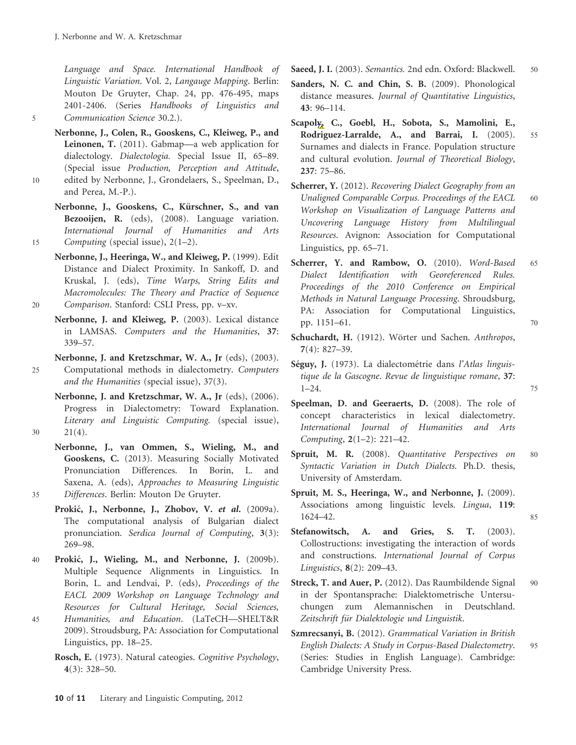Language and Space. International Handbook of Linguistic Variation. Vol. 2, Langauge Mapping. Berlin: Mouton De Gruyter, Chap. 24, pp. 476-495, maps 2401-2406. (Series *Handbooks of Linguistics and Communication Science* 30.2.).

**Nerbonne, J., Colen, R., Gooskens, C., Kleiweg, P., and Leinonen, T.** (2011). Gabmap—a web application for dialectology. *Dialectologia.* Special Issue II, 65–89. (Special issue *Production, Perception and Attitude*, edited by Nerbonne, J., Grondelaers, S., Speelman, D., and Perea, M.-P.).

**Nerbonne, J., Gooskens, C., Kürschner, S., and van Bezooijen, R.** (eds), (2008). Language variation. *International Journal of Humanities and Arts Computing* (special issue), 2(1–2).

**Nerbonne, J., Heeringa, W., and Kleiweg, P.** (1999). Edit Distance and Dialect Proximity. In Sankoff, D. and Kruskal, J. (eds), *Time Warps, String Edits and Macromolecules: The Theory and Practice of Sequence Comparison*. Stanford: CSLI Press, pp. v–xv.

**Nerbonne, J. and Kleiweg, P.** (2003). Lexical distance in LAMSAS. *Computers and the Humanities*, **37**: 339–57.

**Nerbonne, J. and Kretzschmar, W. A., Jr** (eds), (2003). Computational methods in dialectometry. *Computers and the Humanities* (special issue), 37(3).

**Nerbonne, J. and Kretzschmar, W. A., Jr** (eds), (2006). Progress in Dialectometry: Toward Explanation. *Literary and Linguistic Computing.* (special issue), 21(4).

**Nerbonne, J., van Ommen, S., Wieling, M., and Gooskens, C.** (2013). Measuring Socially Motivated Pronunciation Differences. In Borin, L. and Saxena, A. (eds), *Approaches to Measuring Linguistic Differences*. Berlin: Mouton De Gruyter.

**Prokić, J., Nerbonne, J., Zhobov, V. *et al.*** (2009a). The computational analysis of Bulgarian dialect pronunciation. *Serdica Journal of Computing*, **3**(3): 269–98.

**Prokić, J., Wieling, M., and Nerbonne, J.** (2009b). Multiple Sequence Alignments in Linguistics. In Borin, L. and Lendvai, P. (eds), *Proceedings of the EACL 2009 Workshop on Language Technology and Resources for Cultural Heritage, Social Sciences, Humanities, and Education*. (LaTeCH—SHELT&R 2009). Stroudsburg, PA: Association for Computational Linguistics, pp. 18–25.

**Rosch, E.** (1973). Natural cateogies. *Cognitive Psychology*, **4**(3): 328–50.

**Saeed, J. I.** (2003). *Semantics.* 2nd edn. Oxford: Blackwell.

**Sanders, N. C. and Chin, S. B.** (2009). Phonological distance measures. *Journal of Quantitative Linguistics*, **43**: 96–114.

**Scapoly, C., Goebl, H., Sobota, S., Mamolini, E., Rodriguez-Larralde, A., and Barrai, I.** (2005). Surnames and dialects in France. Population structure and cultural evolution. *Journal of Theoretical Biology*, **237**: 75–86.

**Scherrer, Y.** (2012). *Recovering Dialect Geography from an Unaligned Comparable Corpus. Proceedings of the EACL Workshop on Visualization of Language Patterns and Uncovering Language History from Multilingual Resources*. Avignon: Association for Computational Linguistics, pp. 65–71.

**Scherrer, Y. and Rambow, O.** (2010). *Word-Based Dialect Identification with Georeferenced Rules. Proceedings of the 2010 Conference on Empirical Methods in Natural Language Processing*. Shroudsburg, PA: Association for Computational Linguistics, pp. 1151–61.

**Schuchardt, H.** (1912). Wörter und Sachen. *Anthropos*, **7**(4): 827–39.

**Séguy, J.** (1973). La dialectométrie dans *l'Atlas linguistique de la Gascogne*. *Revue de linguistique romane*, **37**: 1–24.

**Speelman, D. and Geeraerts, D.** (2008). The role of concept characteristics in lexical dialectometry. *International Journal of Humanities and Arts Computing*, **2**(1–2): 221–42.

**Spruit, M. R.** (2008). *Quantitative Perspectives on Syntactic Variation in Dutch Dialects.* Ph.D. thesis, University of Amsterdam.

**Spruit, M. S., Heeringa, W., and Nerbonne, J.** (2009). Associations among linguistic levels. *Lingua*, **119**: 1624–42.

**Stefanowitsch, A. and Gries, S. T.** (2003). Collostructions: investigating the interaction of words and constructions. *International Journal of Corpus Linguistics*, **8**(2): 209–43.

**Streck, T. and Auer, P.** (2012). Das Raumbildende Signal in der Spontansprache: Dialektometrische Untersuchungen zum Alemannischen in Deutschland. *Zeitschrift für Dialektologie und Linguistik*.

**Szmrecsanyi, B.** (2012). *Grammatical Variation in British English Dialects: A Study in Corpus-Based Dialectometry*. (Series: Studies in English Language). Cambridge: Cambridge University Press.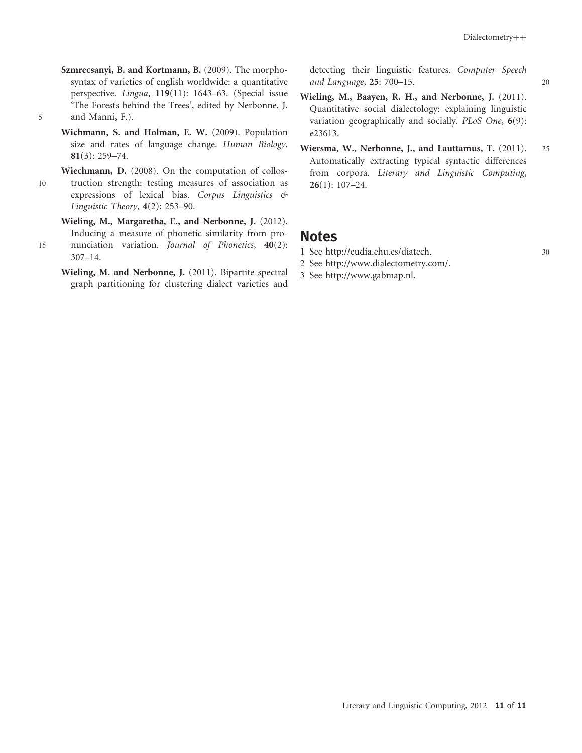**Szmrecsanyi, B. and Kortmann, B.** (2009). The morphosyntax of varieties of english worldwide: a quantitative perspective. *Lingua*, **119**(11): 1643–63. (Special issue 'The Forests behind the Trees', edited by Nerbonne, J. and Manni, F.).

**Wichmann, S. and Holman, E. W.** (2009). Population size and rates of language change. *Human Biology*, **81**(3): 259–74.

**Wiechmann, D.** (2008). On the computation of collostruction strength: testing measures of association as expressions of lexical bias. *Corpus Linguistics & Linguistic Theory*, **4**(2): 253–90.

**Wieling, M., Margaretha, E., and Nerbonne, J.** (2012). Inducing a measure of phonetic similarity from pronunciation variation. *Journal of Phonetics*, **40**(2): 307–14.

**Wieling, M. and Nerbonne, J.** (2011). Bipartite spectral graph partitioning for clustering dialect varieties and detecting their linguistic features. *Computer Speech and Language*, **25**: 700–15.

**Wieling, M., Baayen, R. H., and Nerbonne, J.** (2011). Quantitative social dialectology: explaining linguistic variation geographically and socially. *PLoS One*, **6**(9): e23613.

**Wiersma, W., Nerbonne, J., and Lauttamus, T.** (2011). Automatically extracting typical syntactic differences from corpora. *Literary and Linguistic Computing*, **26**(1): 107–24.

## Notes

1 See http://eudia.ehu.es/diatech.

2 See http://www.dialectometry.com/.

3 See http://www.gabmap.nl.